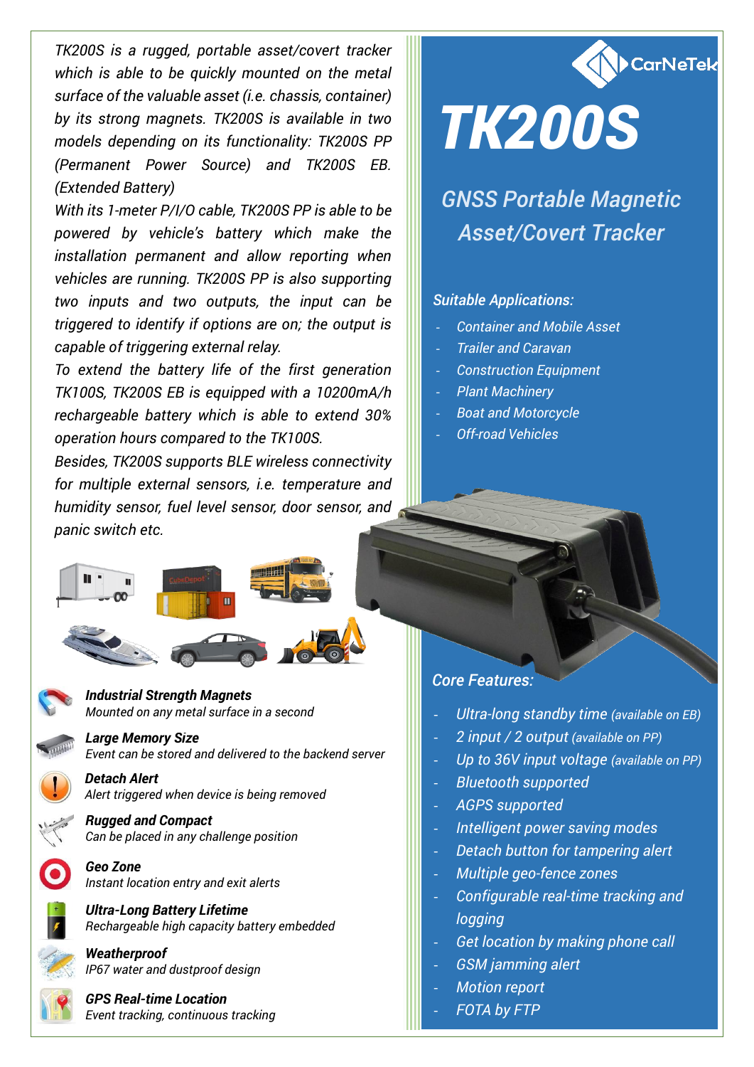# TK200S

## GNSS Portable Magnetic Asset/Covert Tracker

*TK200S is a rugged, portable asset/covert tracker which is able to be quickly mounted on the metal surface of the valuable asset (i.e. chassis, container) by its strong magnets. TK200S is available in two models depending on its functionality: TK200S PP (Permanent Power Source) and TK200S EB. (Extended Battery)*

*With its 1-meter P/I/O cable, TK200S PP is able to be powered by vehicle's battery which make the installation permanent and allow reporting when vehicles are running. TK200S PP is also supporting two inputs and two outputs, the input can be triggered to identify if options are on; the output is capable of triggering external relay.*

*To extend the battery life of the first generation TK100S, TK200S EB is equipped with a 10200mA/h rechargeable battery which is able to extend 30% operation hours compared to the TK100S.*

*Besides, TK200S supports BLE wireless connectivity for multiple external sensors, i.e. temperature and humidity sensor, fuel level sensor, door sensor, and panic switch etc.*

***Industrial Strength Magnets***
*Mounted on any metal surface in a second*

***Large Memory Size***
*Event can be stored and delivered to the backend server*

***Detach Alert***
*Alert triggered when device is being removed*

***Rugged and Compact***
*Can be placed in any challenge position*

***Geo Zone***
*Instant location entry and exit alerts*

***Ultra-Long Battery Lifetime***
*Rechargeable high capacity battery embedded*

***Weatherproof***
*IP67 water and dustproof design*

***GPS Real-time Location***
*Event tracking, continuous tracking*

### Suitable Applications:

- *Container and Mobile Asset*
- *Trailer and Caravan*
- *Construction Equipment*
- *Plant Machinery*
- *Boat and Motorcycle*
- *Off-road Vehicles*

### Core Features:

- *Ultra-long standby time (available on EB)*
- *2 input / 2 output (available on PP)*
- *Up to 36V input voltage (available on PP)*
- *Bluetooth supported*
- *AGPS supported*
- *Intelligent power saving modes*
- *Detach button for tampering alert*
- *Multiple geo-fence zones*
- *Configurable real-time tracking and logging*
- *Get location by making phone call*
- *GSM jamming alert*
- *Motion report*
- *FOTA by FTP*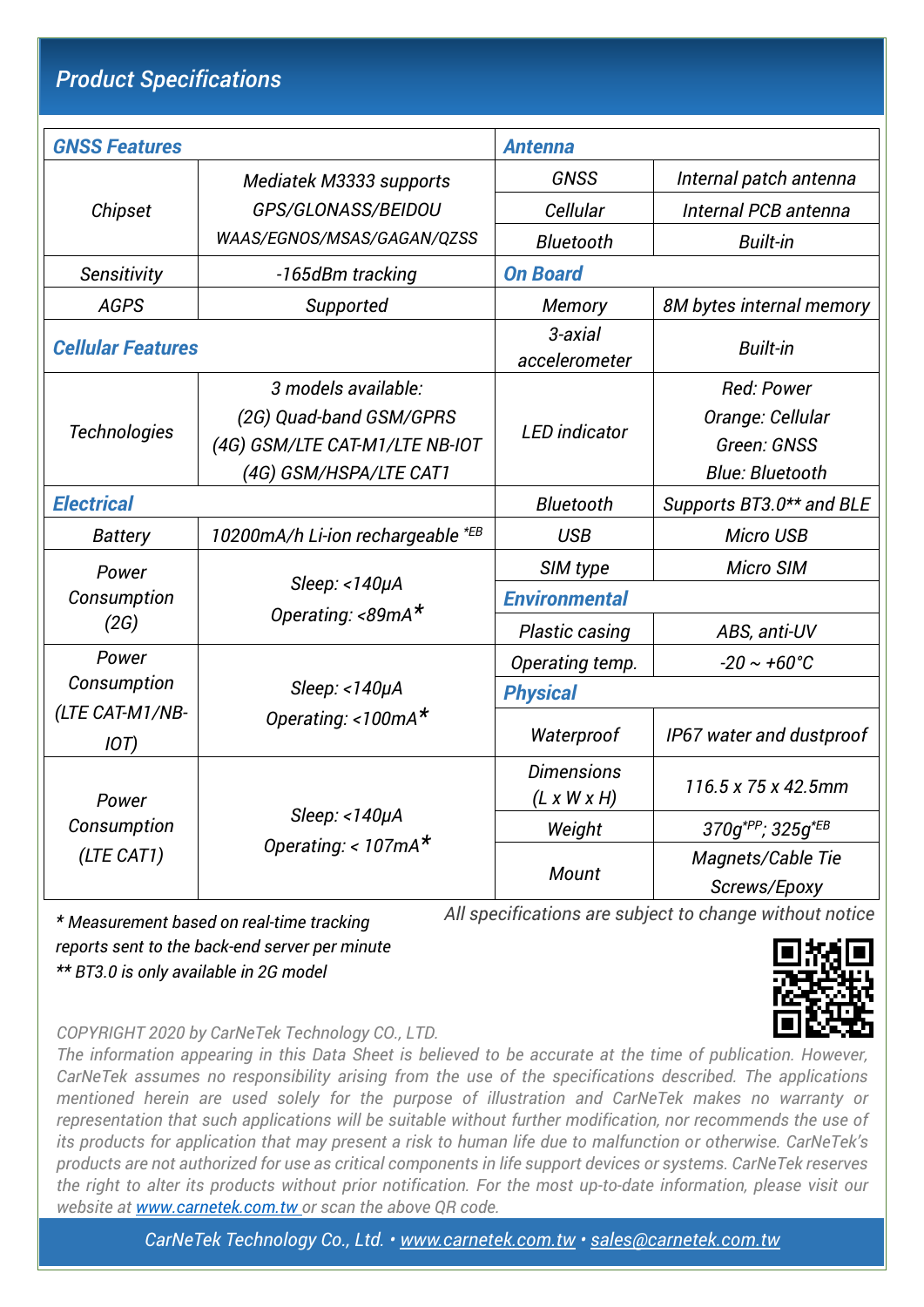## Product Specifications

| | | | |
|---|---|---|---|
| **GNSS Features** | | **Antenna** | |
| Chipset | Mediatek M3333 supports GPS/GLONASS/BEIDOU WAAS/EGNOS/MSAS/GAGAN/QZSS | GNSS | Internal patch antenna |
| | | Cellular | Internal PCB antenna |
| | | Bluetooth | Built-in |
| Sensitivity | -165dBm tracking | **On Board** | |
| AGPS | Supported | Memory | 8M bytes internal memory |
| **Cellular Features** | | 3-axial accelerometer | Built-in |
| Technologies | 3 models available: (2G) Quad-band GSM/GPRS (4G) GSM/LTE CAT-M1/LTE NB-IOT (4G) GSM/HSPA/LTE CAT1 | LED indicator | Red: Power Orange: Cellular Green: GNSS Blue: Bluetooth |
| **Electrical** | | Bluetooth | Supports BT3.0** and BLE |
| Battery | 10200mA/h Li-ion rechargeable *EB | USB | Micro USB |
| Power Consumption (2G) | Sleep: <140μA Operating: <89mA* | SIM type | Micro SIM |
| | | **Environmental** | |
| | | Plastic casing | ABS, anti-UV |
| Power Consumption (LTE CAT-M1/NB-IOT) | Sleep: <140μA Operating: <100mA* | Operating temp. | -20 ~ +60°C |
| | | **Physical** | |
| | | Waterproof | IP67 water and dustproof |
| Power Consumption (LTE CAT1) | Sleep: <140μA Operating: < 107mA* | Dimensions (L x W x H) | 116.5 x 75 x 42.5mm |
| | | Weight | 370g*PP; 325g*EB |
| | | Mount | Magnets/Cable Tie Screws/Epoxy |

* Measurement based on real-time tracking reports sent to the back-end server per minute
** BT3.0 is only available in 2G model

All specifications are subject to change without notice

COPYRIGHT 2020 by CarNeTek Technology CO., LTD.
The information appearing in this Data Sheet is believed to be accurate at the time of publication. However, CarNeTek assumes no responsibility arising from the use of the specifications described. The applications mentioned herein are used solely for the purpose of illustration and CarNeTek makes no warranty or representation that such applications will be suitable without further modification, nor recommends the use of its products for application that may present a risk to human life due to malfunction or otherwise. CarNeTek's products are not authorized for use as critical components in life support devices or systems. CarNeTek reserves the right to alter its products without prior notification. For the most up-to-date information, please visit our website at www.carnetek.com.tw or scan the above QR code.

CarNeTek Technology Co., Ltd. • www.carnetek.com.tw • sales@carnetek.com.tw